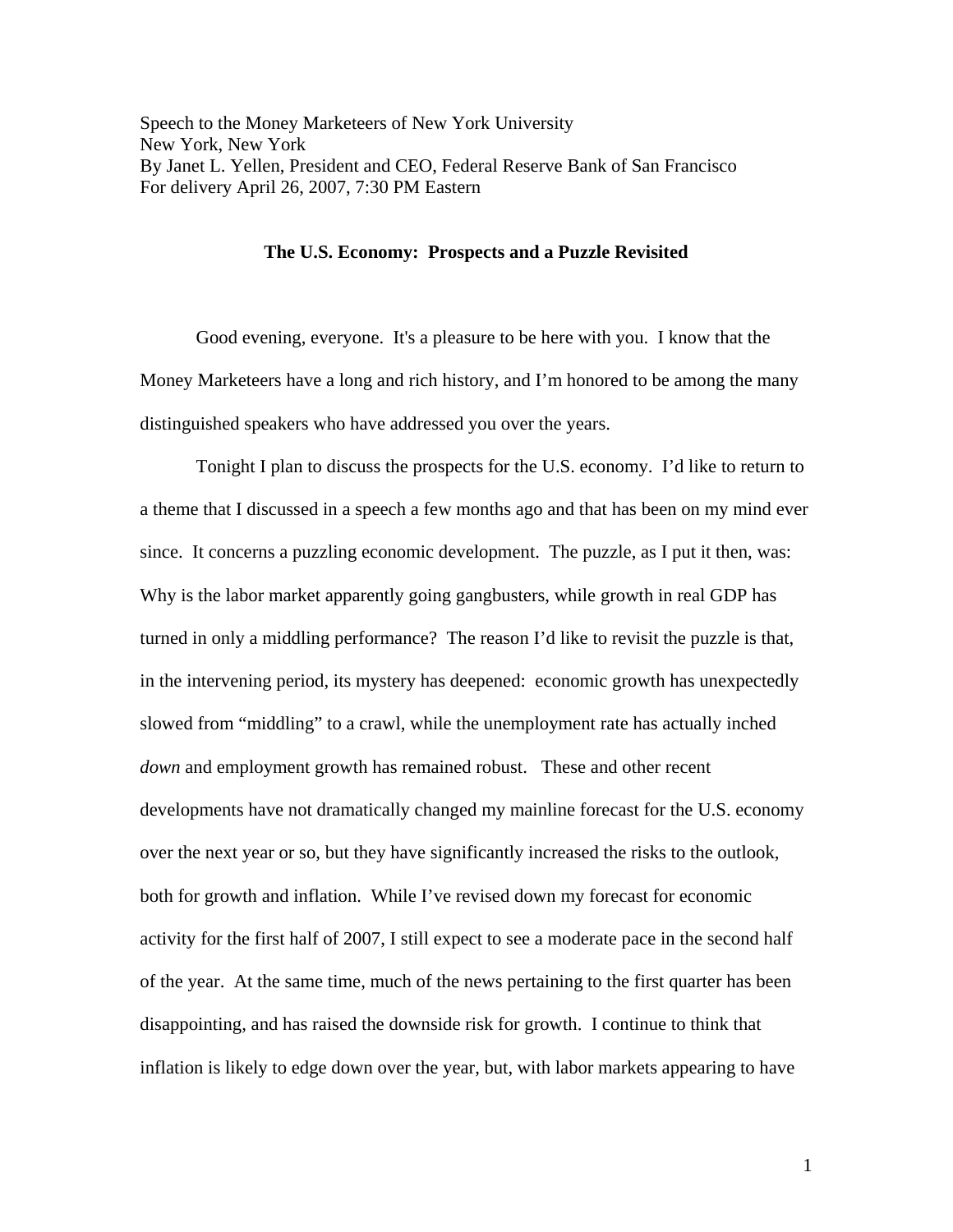Speech to the Money Marketeers of New York University
New York, New York
By Janet L. Yellen, President and CEO, Federal Reserve Bank of San Francisco
For delivery April 26, 2007, 7:30 PM Eastern

**The U.S. Economy: Prospects and a Puzzle Revisited**

Good evening, everyone. It's a pleasure to be here with you. I know that the Money Marketeers have a long and rich history, and I'm honored to be among the many distinguished speakers who have addressed you over the years.

Tonight I plan to discuss the prospects for the U.S. economy. I'd like to return to a theme that I discussed in a speech a few months ago and that has been on my mind ever since. It concerns a puzzling economic development. The puzzle, as I put it then, was: Why is the labor market apparently going gangbusters, while growth in real GDP has turned in only a middling performance? The reason I'd like to revisit the puzzle is that, in the intervening period, its mystery has deepened: economic growth has unexpectedly slowed from "middling" to a crawl, while the unemployment rate has actually inched *down* and employment growth has remained robust. These and other recent developments have not dramatically changed my mainline forecast for the U.S. economy over the next year or so, but they have significantly increased the risks to the outlook, both for growth and inflation. While I've revised down my forecast for economic activity for the first half of 2007, I still expect to see a moderate pace in the second half of the year. At the same time, much of the news pertaining to the first quarter has been disappointing, and has raised the downside risk for growth. I continue to think that inflation is likely to edge down over the year, but, with labor markets appearing to have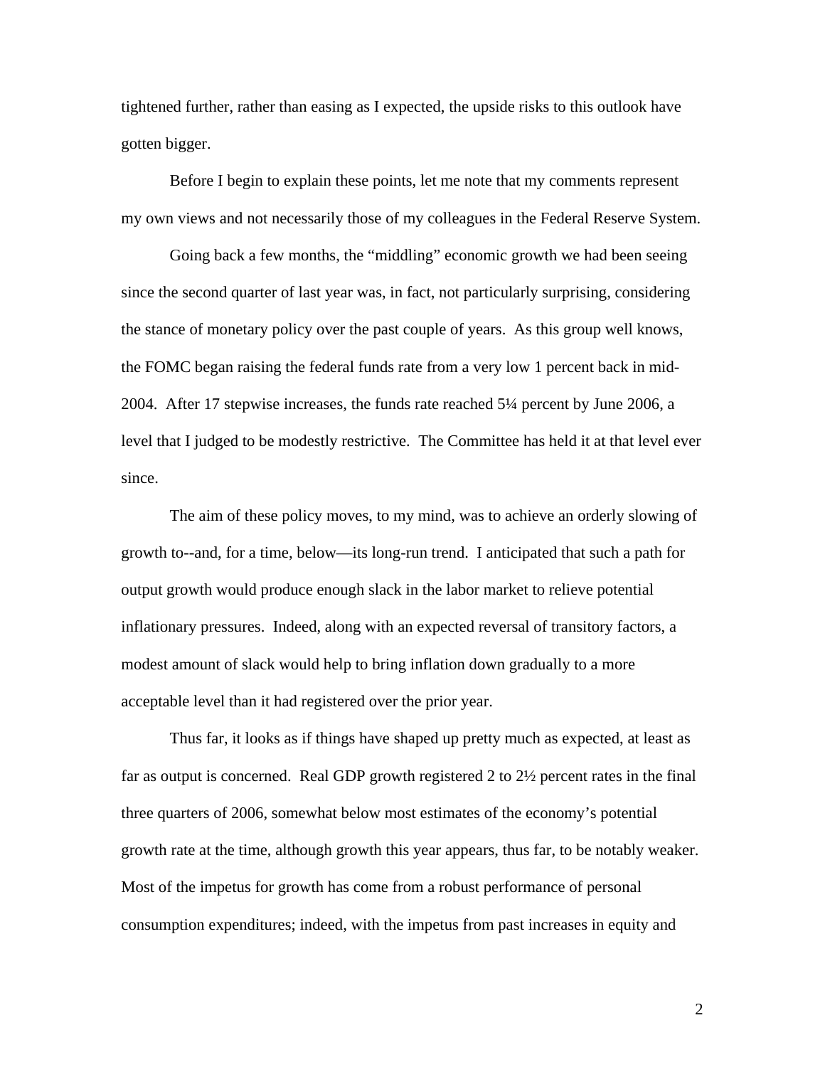tightened further, rather than easing as I expected, the upside risks to this outlook have gotten bigger.

Before I begin to explain these points, let me note that my comments represent my own views and not necessarily those of my colleagues in the Federal Reserve System.

Going back a few months, the "middling" economic growth we had been seeing since the second quarter of last year was, in fact, not particularly surprising, considering the stance of monetary policy over the past couple of years. As this group well knows, the FOMC began raising the federal funds rate from a very low 1 percent back in mid-2004. After 17 stepwise increases, the funds rate reached 5¼ percent by June 2006, a level that I judged to be modestly restrictive. The Committee has held it at that level ever since.

The aim of these policy moves, to my mind, was to achieve an orderly slowing of growth to--and, for a time, below—its long-run trend. I anticipated that such a path for output growth would produce enough slack in the labor market to relieve potential inflationary pressures. Indeed, along with an expected reversal of transitory factors, a modest amount of slack would help to bring inflation down gradually to a more acceptable level than it had registered over the prior year.

Thus far, it looks as if things have shaped up pretty much as expected, at least as far as output is concerned. Real GDP growth registered 2 to 2½ percent rates in the final three quarters of 2006, somewhat below most estimates of the economy's potential growth rate at the time, although growth this year appears, thus far, to be notably weaker. Most of the impetus for growth has come from a robust performance of personal consumption expenditures; indeed, with the impetus from past increases in equity and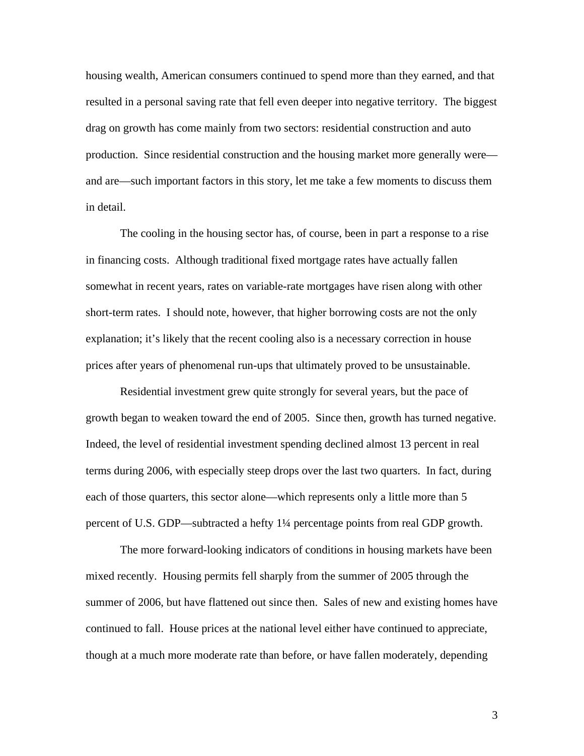housing wealth, American consumers continued to spend more than they earned, and that resulted in a personal saving rate that fell even deeper into negative territory. The biggest drag on growth has come mainly from two sectors: residential construction and auto production. Since residential construction and the housing market more generally were—and are—such important factors in this story, let me take a few moments to discuss them in detail.

The cooling in the housing sector has, of course, been in part a response to a rise in financing costs. Although traditional fixed mortgage rates have actually fallen somewhat in recent years, rates on variable-rate mortgages have risen along with other short-term rates. I should note, however, that higher borrowing costs are not the only explanation; it's likely that the recent cooling also is a necessary correction in house prices after years of phenomenal run-ups that ultimately proved to be unsustainable.

Residential investment grew quite strongly for several years, but the pace of growth began to weaken toward the end of 2005. Since then, growth has turned negative. Indeed, the level of residential investment spending declined almost 13 percent in real terms during 2006, with especially steep drops over the last two quarters. In fact, during each of those quarters, this sector alone—which represents only a little more than 5 percent of U.S. GDP—subtracted a hefty 1¼ percentage points from real GDP growth.

The more forward-looking indicators of conditions in housing markets have been mixed recently. Housing permits fell sharply from the summer of 2005 through the summer of 2006, but have flattened out since then. Sales of new and existing homes have continued to fall. House prices at the national level either have continued to appreciate, though at a much more moderate rate than before, or have fallen moderately, depending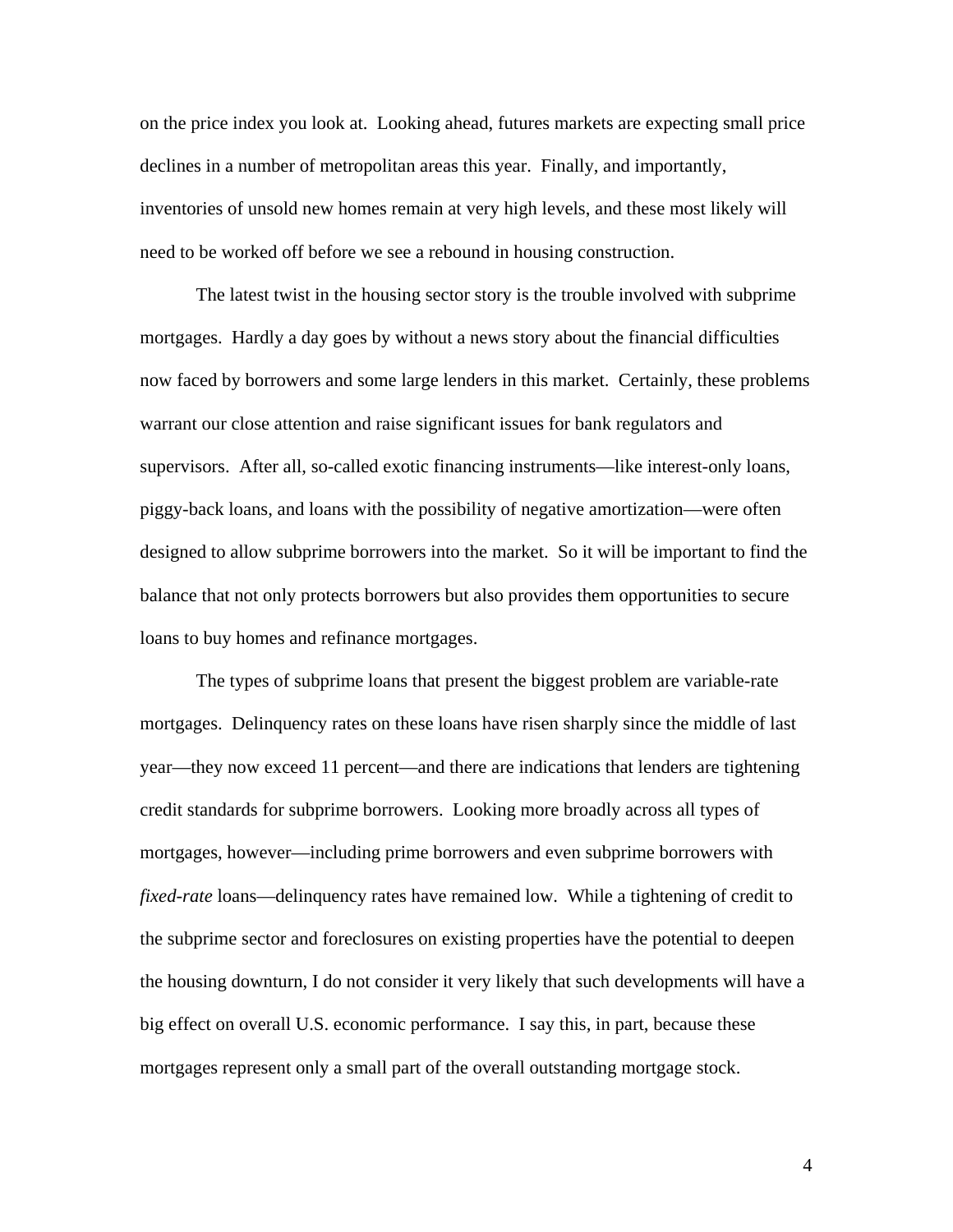on the price index you look at. Looking ahead, futures markets are expecting small price declines in a number of metropolitan areas this year. Finally, and importantly, inventories of unsold new homes remain at very high levels, and these most likely will need to be worked off before we see a rebound in housing construction.

The latest twist in the housing sector story is the trouble involved with subprime mortgages. Hardly a day goes by without a news story about the financial difficulties now faced by borrowers and some large lenders in this market. Certainly, these problems warrant our close attention and raise significant issues for bank regulators and supervisors. After all, so-called exotic financing instruments—like interest-only loans, piggy-back loans, and loans with the possibility of negative amortization—were often designed to allow subprime borrowers into the market. So it will be important to find the balance that not only protects borrowers but also provides them opportunities to secure loans to buy homes and refinance mortgages.

The types of subprime loans that present the biggest problem are variable-rate mortgages. Delinquency rates on these loans have risen sharply since the middle of last year—they now exceed 11 percent—and there are indications that lenders are tightening credit standards for subprime borrowers. Looking more broadly across all types of mortgages, however—including prime borrowers and even subprime borrowers with *fixed-rate* loans—delinquency rates have remained low. While a tightening of credit to the subprime sector and foreclosures on existing properties have the potential to deepen the housing downturn, I do not consider it very likely that such developments will have a big effect on overall U.S. economic performance. I say this, in part, because these mortgages represent only a small part of the overall outstanding mortgage stock.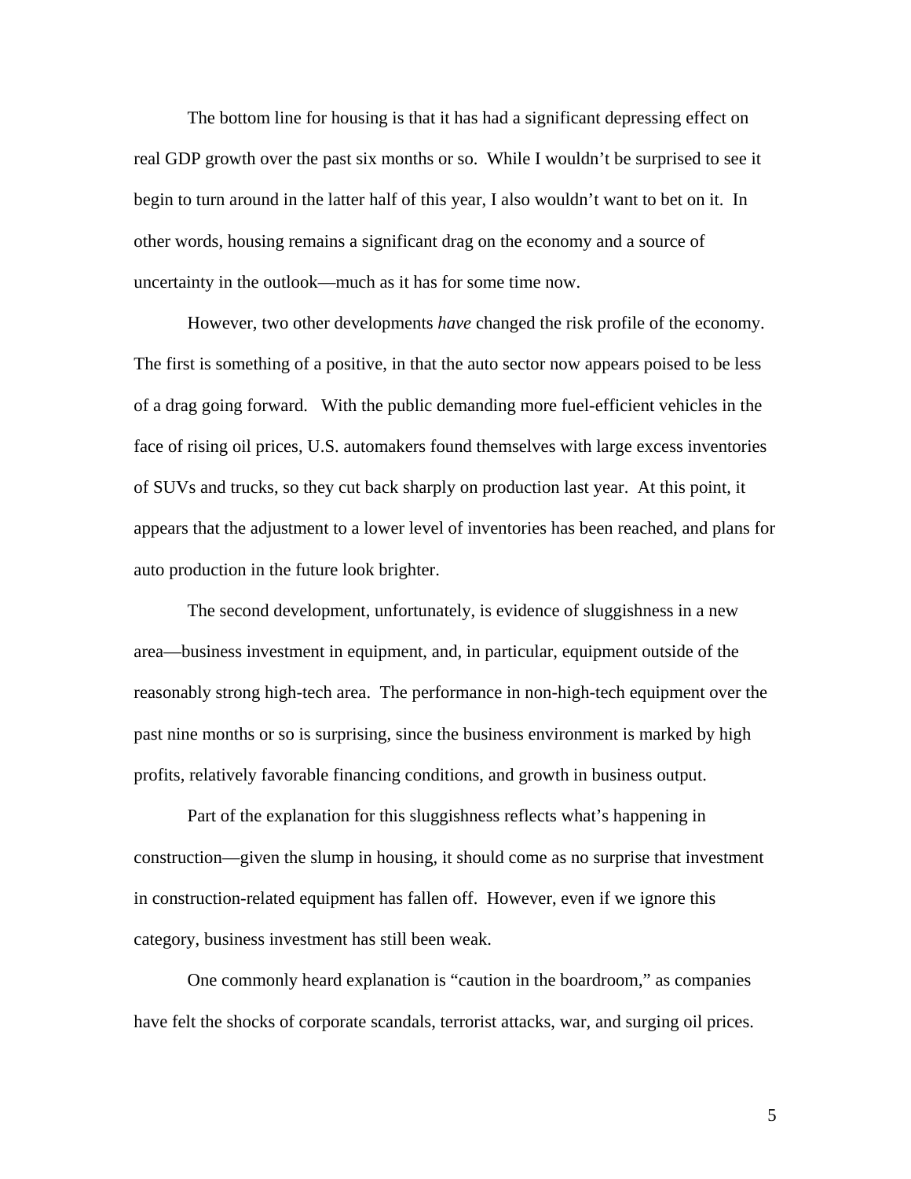The bottom line for housing is that it has had a significant depressing effect on real GDP growth over the past six months or so. While I wouldn't be surprised to see it begin to turn around in the latter half of this year, I also wouldn't want to bet on it. In other words, housing remains a significant drag on the economy and a source of uncertainty in the outlook—much as it has for some time now.

However, two other developments *have* changed the risk profile of the economy. The first is something of a positive, in that the auto sector now appears poised to be less of a drag going forward. With the public demanding more fuel-efficient vehicles in the face of rising oil prices, U.S. automakers found themselves with large excess inventories of SUVs and trucks, so they cut back sharply on production last year. At this point, it appears that the adjustment to a lower level of inventories has been reached, and plans for auto production in the future look brighter.

The second development, unfortunately, is evidence of sluggishness in a new area—business investment in equipment, and, in particular, equipment outside of the reasonably strong high-tech area. The performance in non-high-tech equipment over the past nine months or so is surprising, since the business environment is marked by high profits, relatively favorable financing conditions, and growth in business output.

Part of the explanation for this sluggishness reflects what's happening in construction—given the slump in housing, it should come as no surprise that investment in construction-related equipment has fallen off. However, even if we ignore this category, business investment has still been weak.

One commonly heard explanation is "caution in the boardroom," as companies have felt the shocks of corporate scandals, terrorist attacks, war, and surging oil prices.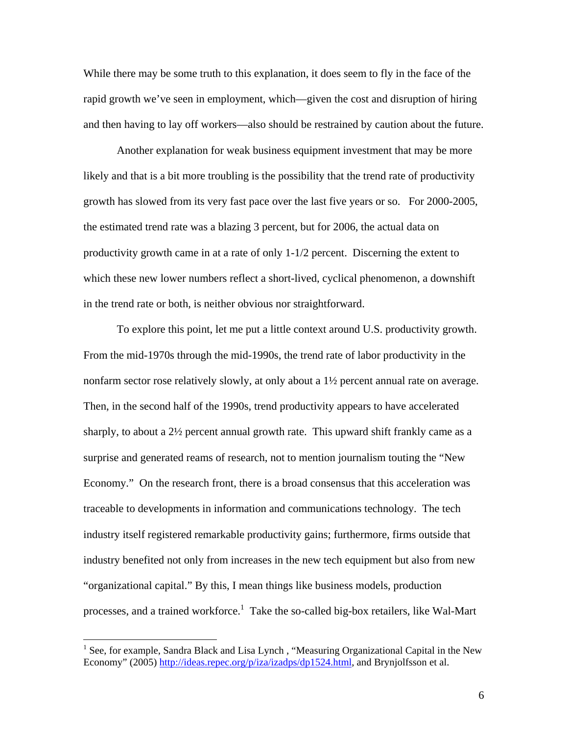While there may be some truth to this explanation, it does seem to fly in the face of the rapid growth we've seen in employment, which—given the cost and disruption of hiring and then having to lay off workers—also should be restrained by caution about the future.

Another explanation for weak business equipment investment that may be more likely and that is a bit more troubling is the possibility that the trend rate of productivity growth has slowed from its very fast pace over the last five years or so. For 2000-2005, the estimated trend rate was a blazing 3 percent, but for 2006, the actual data on productivity growth came in at a rate of only 1-1/2 percent. Discerning the extent to which these new lower numbers reflect a short-lived, cyclical phenomenon, a downshift in the trend rate or both, is neither obvious nor straightforward.

To explore this point, let me put a little context around U.S. productivity growth. From the mid-1970s through the mid-1990s, the trend rate of labor productivity in the nonfarm sector rose relatively slowly, at only about a 1½ percent annual rate on average. Then, in the second half of the 1990s, trend productivity appears to have accelerated sharply, to about a 2½ percent annual growth rate. This upward shift frankly came as a surprise and generated reams of research, not to mention journalism touting the "New Economy." On the research front, there is a broad consensus that this acceleration was traceable to developments in information and communications technology. The tech industry itself registered remarkable productivity gains; furthermore, firms outside that industry benefited not only from increases in the new tech equipment but also from new "organizational capital." By this, I mean things like business models, production processes, and a trained workforce.[1] Take the so-called big-box retailers, like Wal-Mart

---

[1] See, for example, Sandra Black and Lisa Lynch , "Measuring Organizational Capital in the New Economy" (2005) http://ideas.repec.org/p/iza/izadps/dp1524.html, and Brynjolfsson et al.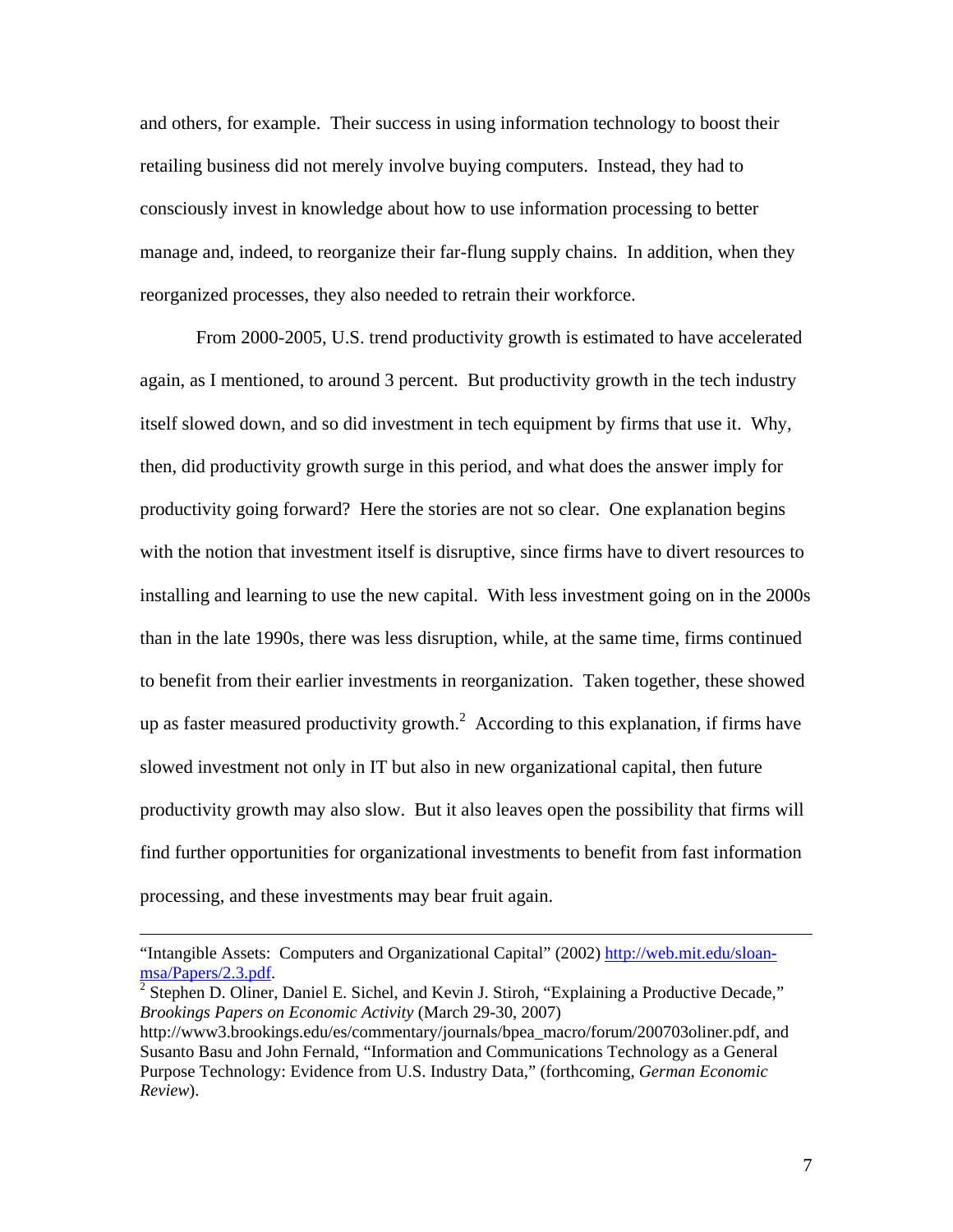and others, for example. Their success in using information technology to boost their retailing business did not merely involve buying computers. Instead, they had to consciously invest in knowledge about how to use information processing to better manage and, indeed, to reorganize their far-flung supply chains. In addition, when they reorganized processes, they also needed to retrain their workforce.

From 2000-2005, U.S. trend productivity growth is estimated to have accelerated again, as I mentioned, to around 3 percent. But productivity growth in the tech industry itself slowed down, and so did investment in tech equipment by firms that use it. Why, then, did productivity growth surge in this period, and what does the answer imply for productivity going forward? Here the stories are not so clear. One explanation begins with the notion that investment itself is disruptive, since firms have to divert resources to installing and learning to use the new capital. With less investment going on in the 2000s than in the late 1990s, there was less disruption, while, at the same time, firms continued to benefit from their earlier investments in reorganization. Taken together, these showed up as faster measured productivity growth.[2] According to this explanation, if firms have slowed investment not only in IT but also in new organizational capital, then future productivity growth may also slow. But it also leaves open the possibility that firms will find further opportunities for organizational investments to benefit from fast information processing, and these investments may bear fruit again.

---

"Intangible Assets: Computers and Organizational Capital" (2002) http://web.mit.edu/sloan-msa/Papers/2.3.pdf.

[2] Stephen D. Oliner, Daniel E. Sichel, and Kevin J. Stiroh, "Explaining a Productive Decade," *Brookings Papers on Economic Activity* (March 29-30, 2007) http://www3.brookings.edu/es/commentary/journals/bpea_macro/forum/200703oliner.pdf, and Susanto Basu and John Fernald, "Information and Communications Technology as a General Purpose Technology: Evidence from U.S. Industry Data," (forthcoming, *German Economic Review*).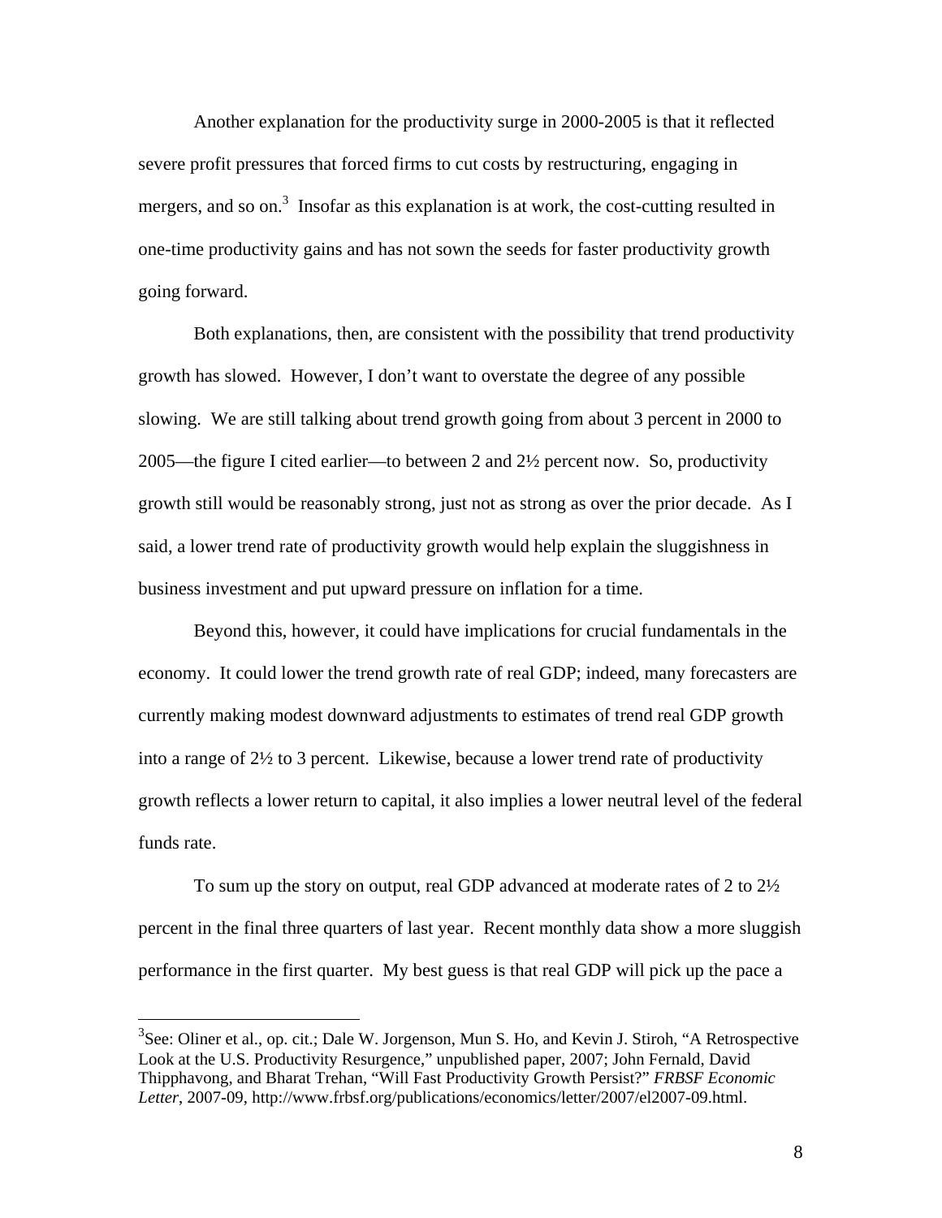Another explanation for the productivity surge in 2000-2005 is that it reflected severe profit pressures that forced firms to cut costs by restructuring, engaging in mergers, and so on.[3] Insofar as this explanation is at work, the cost-cutting resulted in one-time productivity gains and has not sown the seeds for faster productivity growth going forward.

Both explanations, then, are consistent with the possibility that trend productivity growth has slowed. However, I don't want to overstate the degree of any possible slowing. We are still talking about trend growth going from about 3 percent in 2000 to 2005—the figure I cited earlier—to between 2 and 2½ percent now. So, productivity growth still would be reasonably strong, just not as strong as over the prior decade. As I said, a lower trend rate of productivity growth would help explain the sluggishness in business investment and put upward pressure on inflation for a time.

Beyond this, however, it could have implications for crucial fundamentals in the economy. It could lower the trend growth rate of real GDP; indeed, many forecasters are currently making modest downward adjustments to estimates of trend real GDP growth into a range of 2½ to 3 percent. Likewise, because a lower trend rate of productivity growth reflects a lower return to capital, it also implies a lower neutral level of the federal funds rate.

To sum up the story on output, real GDP advanced at moderate rates of 2 to 2½ percent in the final three quarters of last year. Recent monthly data show a more sluggish performance in the first quarter. My best guess is that real GDP will pick up the pace a

---

[3]See: Oliner et al., op. cit.; Dale W. Jorgenson, Mun S. Ho, and Kevin J. Stiroh, "A Retrospective Look at the U.S. Productivity Resurgence," unpublished paper, 2007; John Fernald, David Thipphavong, and Bharat Trehan, "Will Fast Productivity Growth Persist?" *FRBSF Economic Letter*, 2007-09, http://www.frbsf.org/publications/economics/letter/2007/el2007-09.html.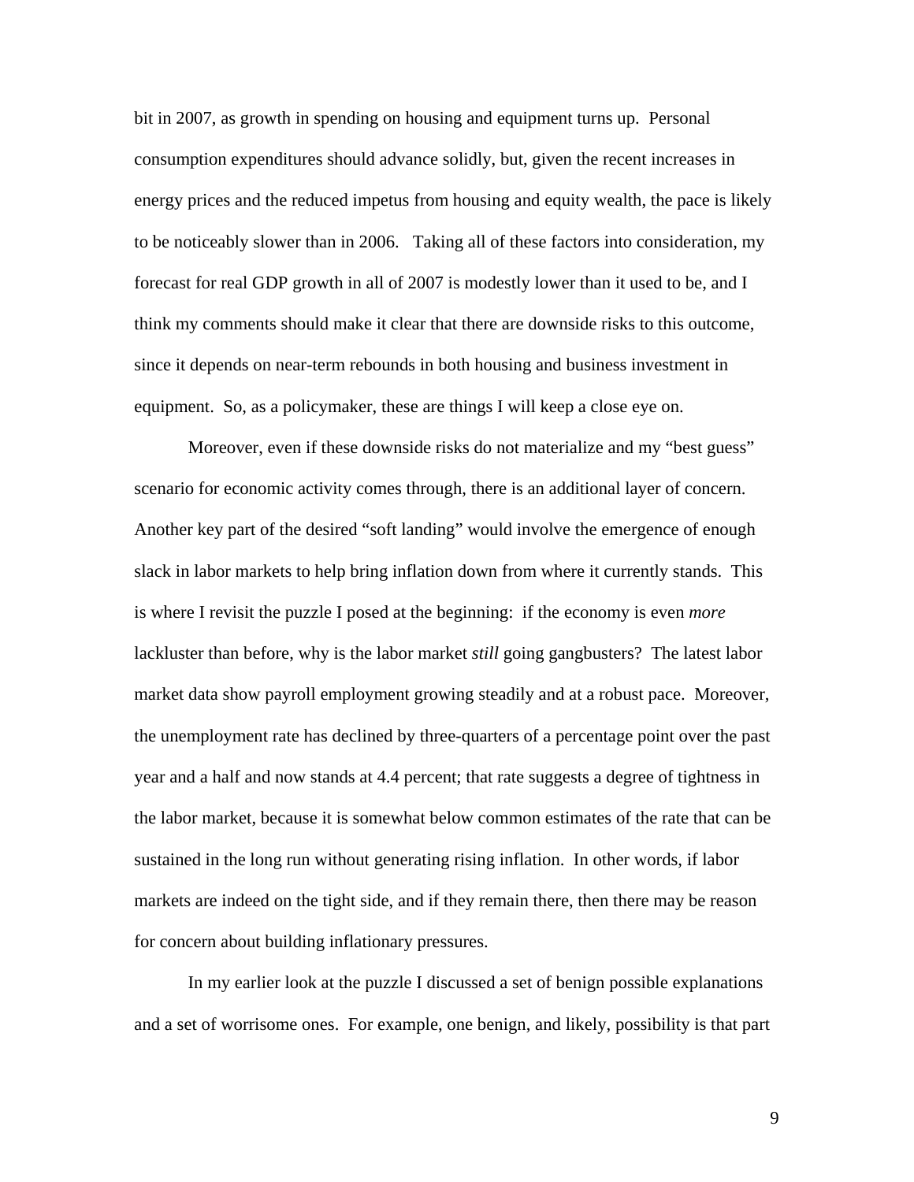bit in 2007, as growth in spending on housing and equipment turns up. Personal consumption expenditures should advance solidly, but, given the recent increases in energy prices and the reduced impetus from housing and equity wealth, the pace is likely to be noticeably slower than in 2006. Taking all of these factors into consideration, my forecast for real GDP growth in all of 2007 is modestly lower than it used to be, and I think my comments should make it clear that there are downside risks to this outcome, since it depends on near-term rebounds in both housing and business investment in equipment. So, as a policymaker, these are things I will keep a close eye on.

Moreover, even if these downside risks do not materialize and my "best guess" scenario for economic activity comes through, there is an additional layer of concern. Another key part of the desired "soft landing" would involve the emergence of enough slack in labor markets to help bring inflation down from where it currently stands. This is where I revisit the puzzle I posed at the beginning: if the economy is even *more* lackluster than before, why is the labor market *still* going gangbusters? The latest labor market data show payroll employment growing steadily and at a robust pace. Moreover, the unemployment rate has declined by three-quarters of a percentage point over the past year and a half and now stands at 4.4 percent; that rate suggests a degree of tightness in the labor market, because it is somewhat below common estimates of the rate that can be sustained in the long run without generating rising inflation. In other words, if labor markets are indeed on the tight side, and if they remain there, then there may be reason for concern about building inflationary pressures.

In my earlier look at the puzzle I discussed a set of benign possible explanations and a set of worrisome ones. For example, one benign, and likely, possibility is that part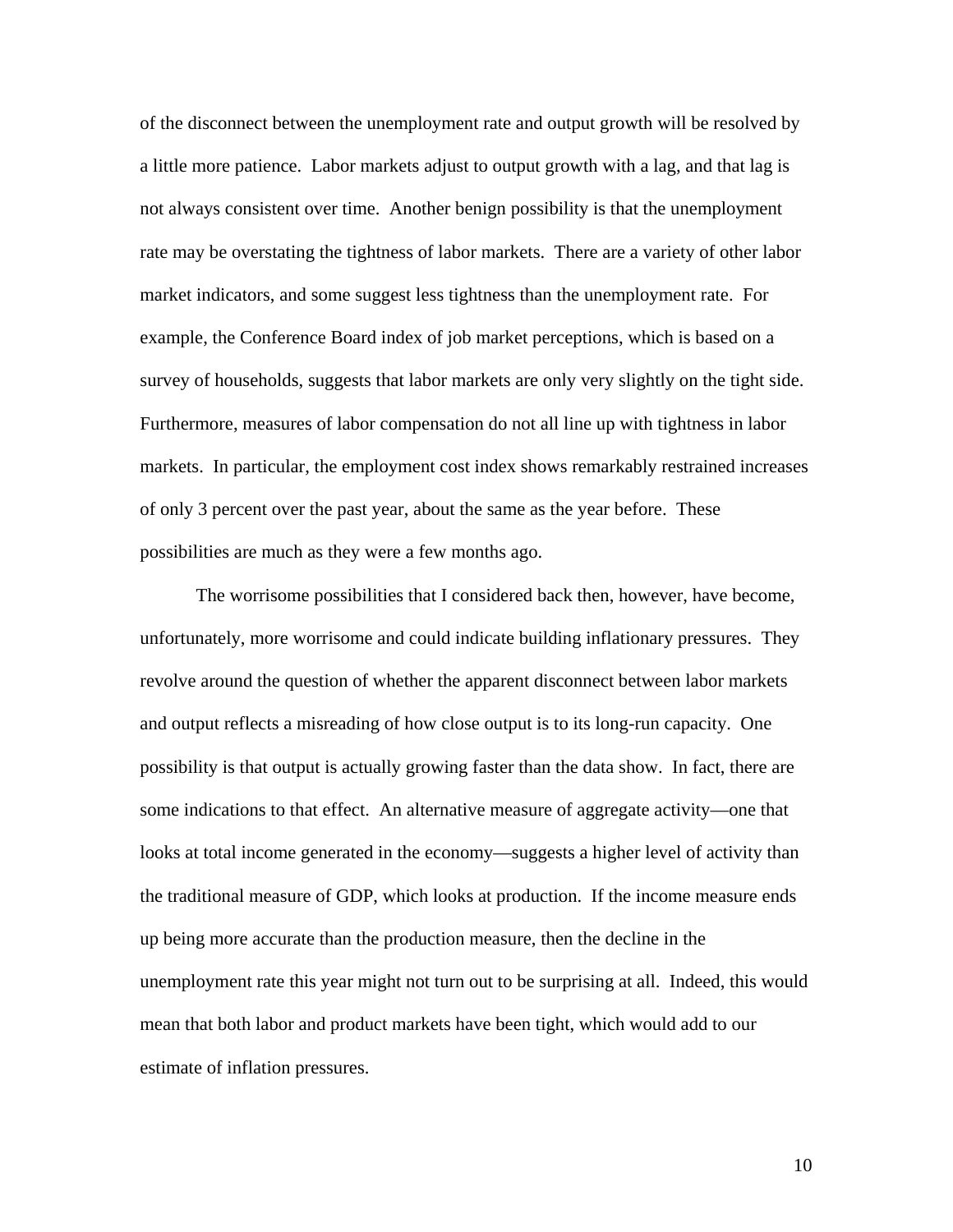of the disconnect between the unemployment rate and output growth will be resolved by a little more patience. Labor markets adjust to output growth with a lag, and that lag is not always consistent over time. Another benign possibility is that the unemployment rate may be overstating the tightness of labor markets. There are a variety of other labor market indicators, and some suggest less tightness than the unemployment rate. For example, the Conference Board index of job market perceptions, which is based on a survey of households, suggests that labor markets are only very slightly on the tight side. Furthermore, measures of labor compensation do not all line up with tightness in labor markets. In particular, the employment cost index shows remarkably restrained increases of only 3 percent over the past year, about the same as the year before. These possibilities are much as they were a few months ago.

The worrisome possibilities that I considered back then, however, have become, unfortunately, more worrisome and could indicate building inflationary pressures. They revolve around the question of whether the apparent disconnect between labor markets and output reflects a misreading of how close output is to its long-run capacity. One possibility is that output is actually growing faster than the data show. In fact, there are some indications to that effect. An alternative measure of aggregate activity—one that looks at total income generated in the economy—suggests a higher level of activity than the traditional measure of GDP, which looks at production. If the income measure ends up being more accurate than the production measure, then the decline in the unemployment rate this year might not turn out to be surprising at all. Indeed, this would mean that both labor and product markets have been tight, which would add to our estimate of inflation pressures.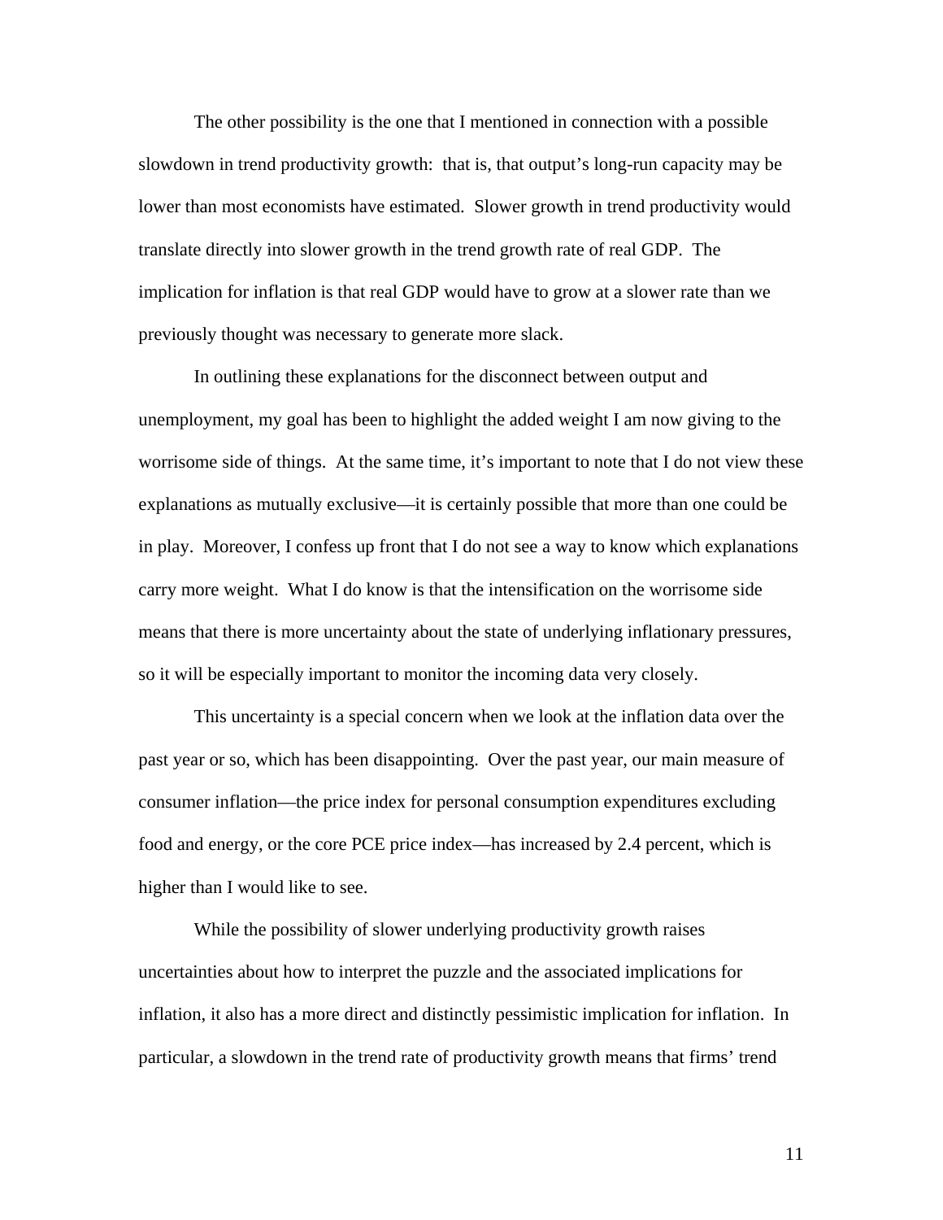The other possibility is the one that I mentioned in connection with a possible slowdown in trend productivity growth: that is, that output's long-run capacity may be lower than most economists have estimated. Slower growth in trend productivity would translate directly into slower growth in the trend growth rate of real GDP. The implication for inflation is that real GDP would have to grow at a slower rate than we previously thought was necessary to generate more slack.

In outlining these explanations for the disconnect between output and unemployment, my goal has been to highlight the added weight I am now giving to the worrisome side of things. At the same time, it's important to note that I do not view these explanations as mutually exclusive—it is certainly possible that more than one could be in play. Moreover, I confess up front that I do not see a way to know which explanations carry more weight. What I do know is that the intensification on the worrisome side means that there is more uncertainty about the state of underlying inflationary pressures, so it will be especially important to monitor the incoming data very closely.

This uncertainty is a special concern when we look at the inflation data over the past year or so, which has been disappointing. Over the past year, our main measure of consumer inflation—the price index for personal consumption expenditures excluding food and energy, or the core PCE price index—has increased by 2.4 percent, which is higher than I would like to see.

While the possibility of slower underlying productivity growth raises uncertainties about how to interpret the puzzle and the associated implications for inflation, it also has a more direct and distinctly pessimistic implication for inflation. In particular, a slowdown in the trend rate of productivity growth means that firms' trend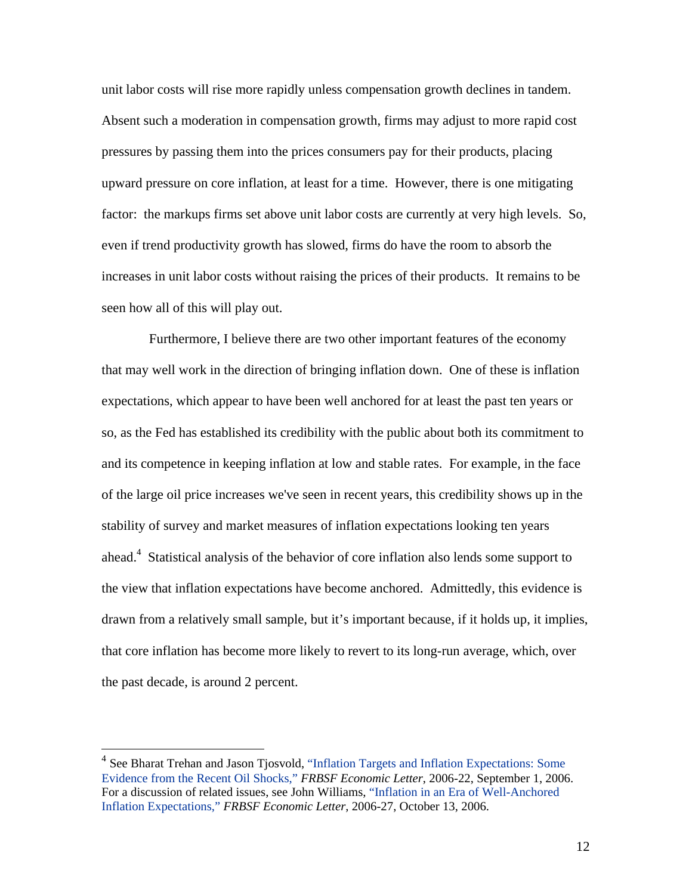unit labor costs will rise more rapidly unless compensation growth declines in tandem. Absent such a moderation in compensation growth, firms may adjust to more rapid cost pressures by passing them into the prices consumers pay for their products, placing upward pressure on core inflation, at least for a time. However, there is one mitigating factor: the markups firms set above unit labor costs are currently at very high levels. So, even if trend productivity growth has slowed, firms do have the room to absorb the increases in unit labor costs without raising the prices of their products. It remains to be seen how all of this will play out.

Furthermore, I believe there are two other important features of the economy that may well work in the direction of bringing inflation down. One of these is inflation expectations, which appear to have been well anchored for at least the past ten years or so, as the Fed has established its credibility with the public about both its commitment to and its competence in keeping inflation at low and stable rates. For example, in the face of the large oil price increases we've seen in recent years, this credibility shows up in the stability of survey and market measures of inflation expectations looking ten years ahead.[4] Statistical analysis of the behavior of core inflation also lends some support to the view that inflation expectations have become anchored. Admittedly, this evidence is drawn from a relatively small sample, but it's important because, if it holds up, it implies, that core inflation has become more likely to revert to its long-run average, which, over the past decade, is around 2 percent.

---

[4] See Bharat Trehan and Jason Tjosvold, "Inflation Targets and Inflation Expectations: Some Evidence from the Recent Oil Shocks," *FRBSF Economic Letter*, 2006-22, September 1, 2006. For a discussion of related issues, see John Williams, "Inflation in an Era of Well-Anchored Inflation Expectations," *FRBSF Economic Letter*, 2006-27, October 13, 2006.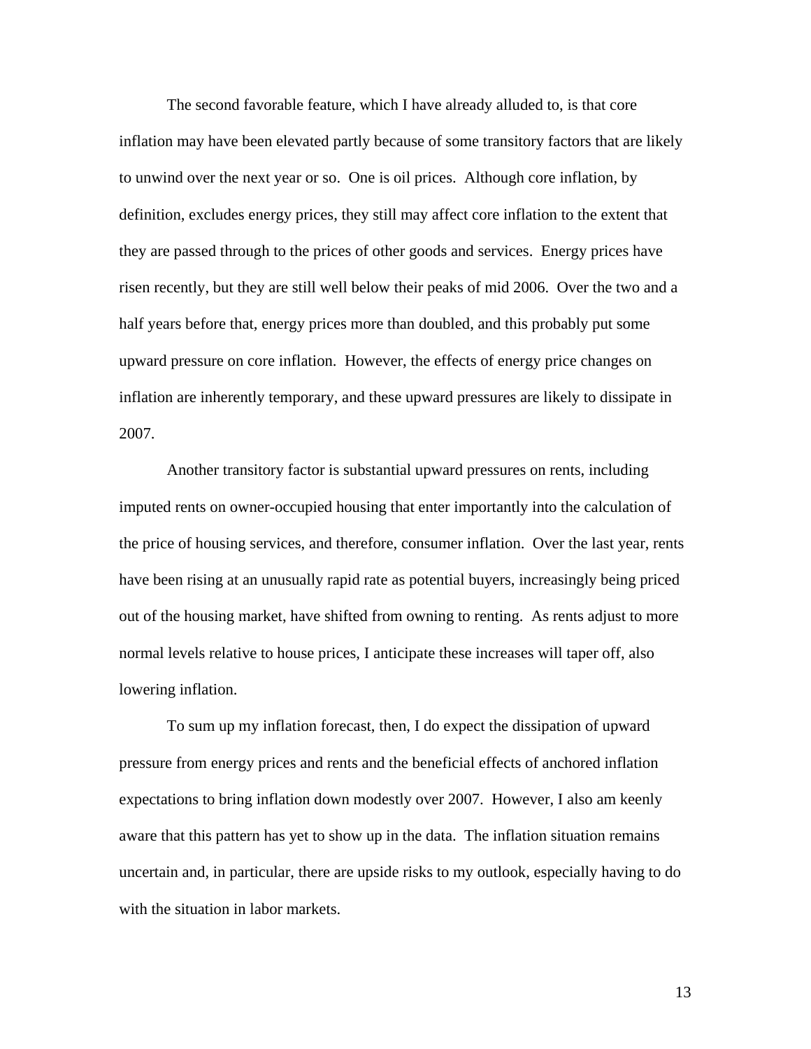The second favorable feature, which I have already alluded to, is that core inflation may have been elevated partly because of some transitory factors that are likely to unwind over the next year or so. One is oil prices. Although core inflation, by definition, excludes energy prices, they still may affect core inflation to the extent that they are passed through to the prices of other goods and services. Energy prices have risen recently, but they are still well below their peaks of mid 2006. Over the two and a half years before that, energy prices more than doubled, and this probably put some upward pressure on core inflation. However, the effects of energy price changes on inflation are inherently temporary, and these upward pressures are likely to dissipate in 2007.

Another transitory factor is substantial upward pressures on rents, including imputed rents on owner-occupied housing that enter importantly into the calculation of the price of housing services, and therefore, consumer inflation. Over the last year, rents have been rising at an unusually rapid rate as potential buyers, increasingly being priced out of the housing market, have shifted from owning to renting. As rents adjust to more normal levels relative to house prices, I anticipate these increases will taper off, also lowering inflation.

To sum up my inflation forecast, then, I do expect the dissipation of upward pressure from energy prices and rents and the beneficial effects of anchored inflation expectations to bring inflation down modestly over 2007. However, I also am keenly aware that this pattern has yet to show up in the data. The inflation situation remains uncertain and, in particular, there are upside risks to my outlook, especially having to do with the situation in labor markets.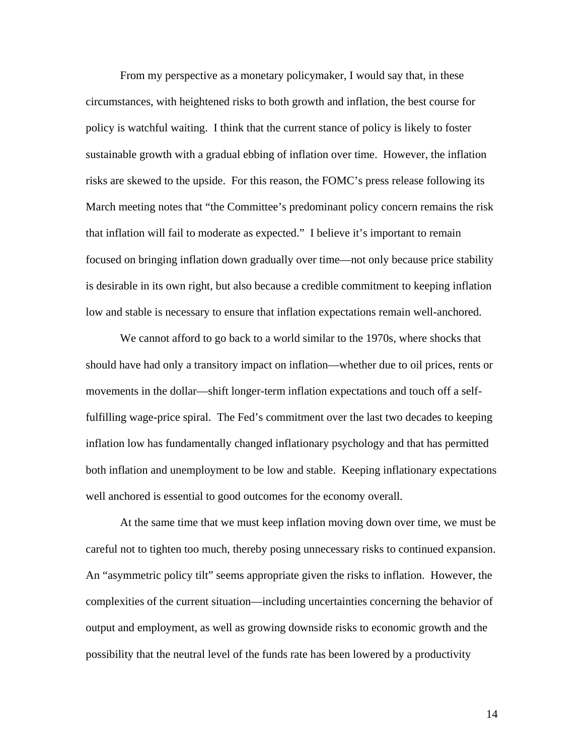From my perspective as a monetary policymaker, I would say that, in these circumstances, with heightened risks to both growth and inflation, the best course for policy is watchful waiting. I think that the current stance of policy is likely to foster sustainable growth with a gradual ebbing of inflation over time. However, the inflation risks are skewed to the upside. For this reason, the FOMC's press release following its March meeting notes that "the Committee's predominant policy concern remains the risk that inflation will fail to moderate as expected." I believe it's important to remain focused on bringing inflation down gradually over time—not only because price stability is desirable in its own right, but also because a credible commitment to keeping inflation low and stable is necessary to ensure that inflation expectations remain well-anchored.

We cannot afford to go back to a world similar to the 1970s, where shocks that should have had only a transitory impact on inflation—whether due to oil prices, rents or movements in the dollar—shift longer-term inflation expectations and touch off a self-fulfilling wage-price spiral. The Fed's commitment over the last two decades to keeping inflation low has fundamentally changed inflationary psychology and that has permitted both inflation and unemployment to be low and stable. Keeping inflationary expectations well anchored is essential to good outcomes for the economy overall.

At the same time that we must keep inflation moving down over time, we must be careful not to tighten too much, thereby posing unnecessary risks to continued expansion. An "asymmetric policy tilt" seems appropriate given the risks to inflation. However, the complexities of the current situation—including uncertainties concerning the behavior of output and employment, as well as growing downside risks to economic growth and the possibility that the neutral level of the funds rate has been lowered by a productivity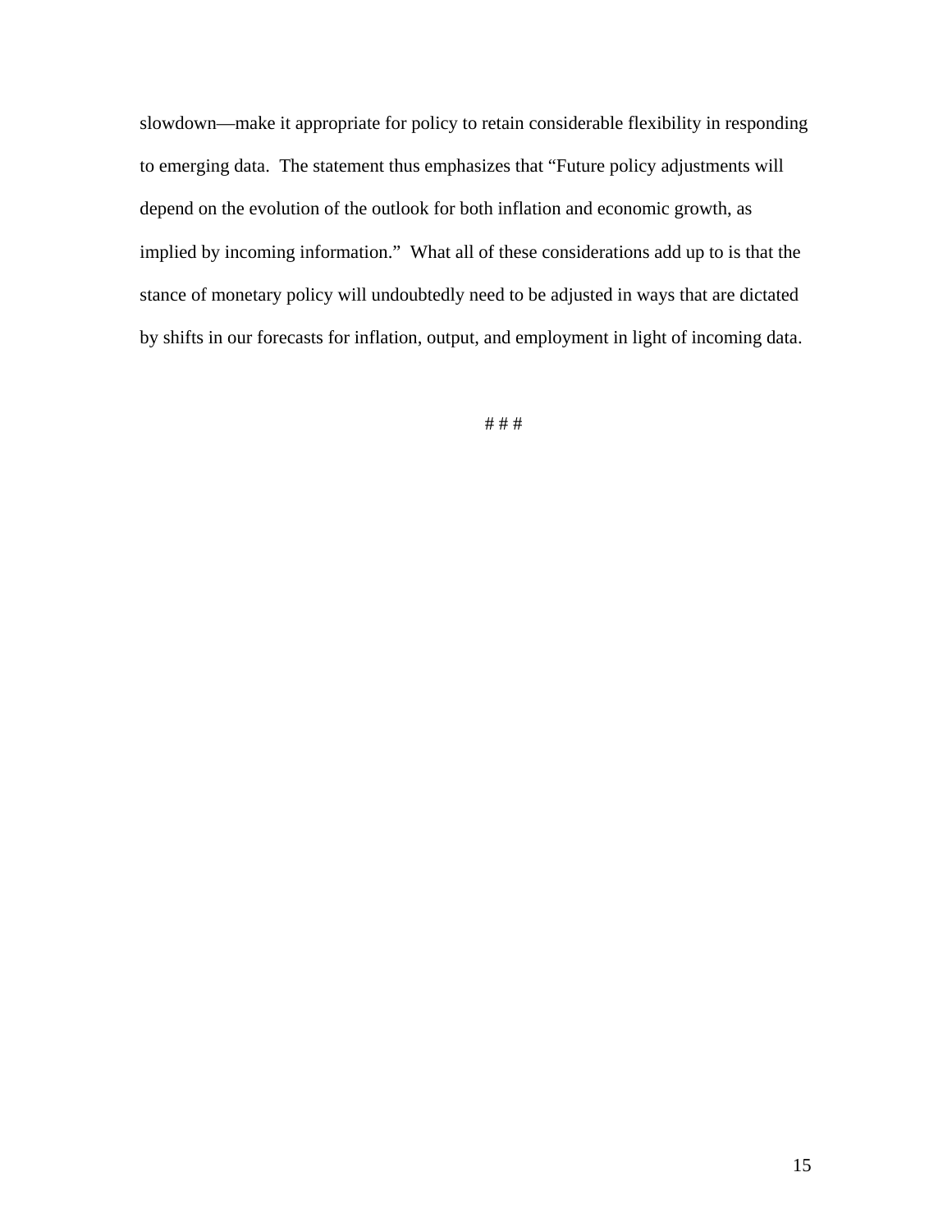slowdown—make it appropriate for policy to retain considerable flexibility in responding to emerging data. The statement thus emphasizes that "Future policy adjustments will depend on the evolution of the outlook for both inflation and economic growth, as implied by incoming information." What all of these considerations add up to is that the stance of monetary policy will undoubtedly need to be adjusted in ways that are dictated by shifts in our forecasts for inflation, output, and employment in light of incoming data.

# # #